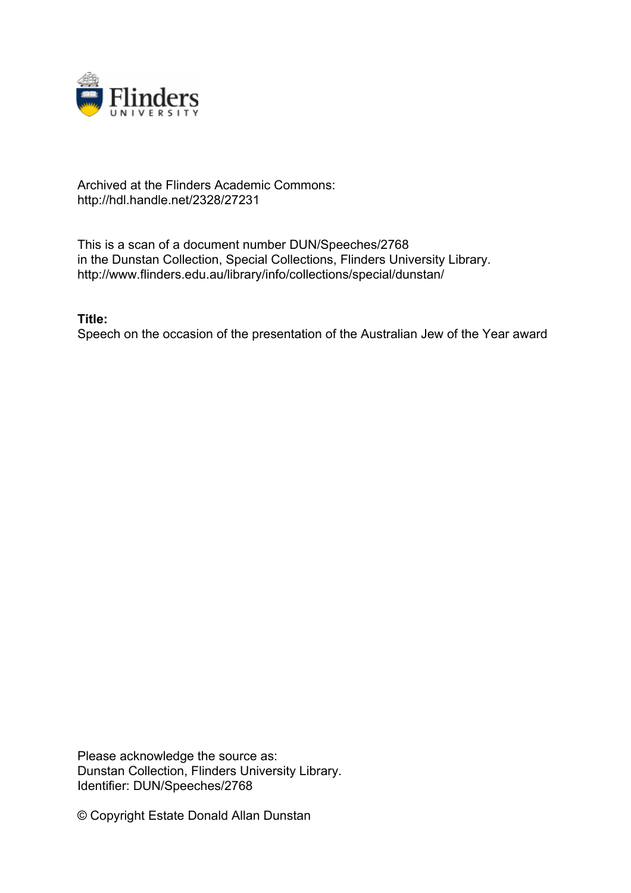Archived at the Flinders Academic Commons:
http://hdl.handle.net/2328/27231

This is a scan of a document number DUN/Speeches/2768
in the Dunstan Collection, Special Collections, Flinders University Library.
http://www.flinders.edu.au/library/info/collections/special/dunstan/

**Title:**
Speech on the occasion of the presentation of the Australian Jew of the Year award

Please acknowledge the source as:
Dunstan Collection, Flinders University Library.
Identifier: DUN/Speeches/2768

© Copyright Estate Donald Allan Dunstan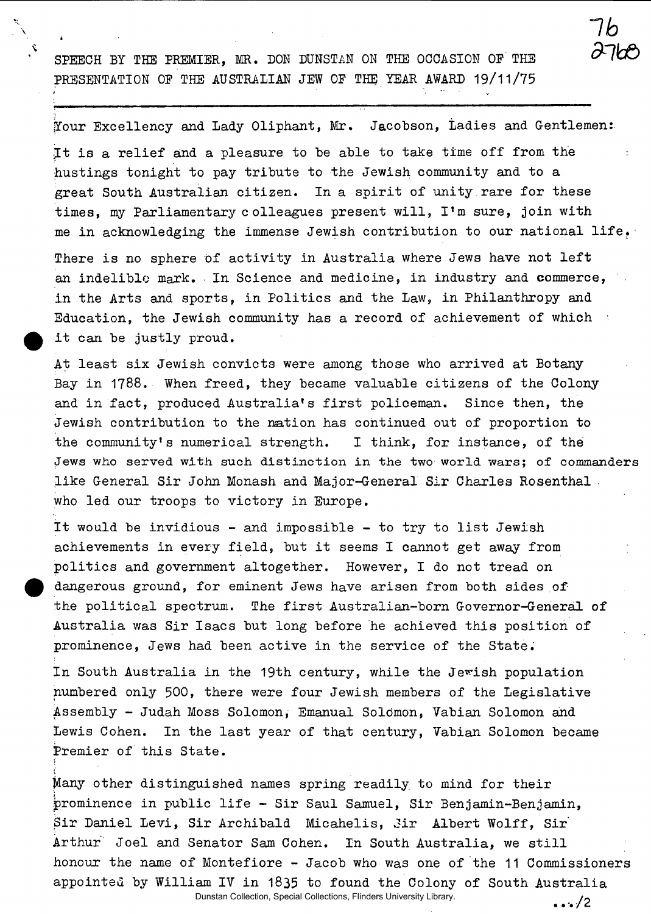SPEECH BY THE PREMIER, MR. DON DUNSTAN ON THE OCCASION OF THE PRESENTATION OF THE AUSTRALIAN JEW OF THE YEAR AWARD 19/11/75

Your Excellency and Lady Oliphant, Mr. Jacobson, Ladies and Gentlemen:

It is a relief and a pleasure to be able to take time off from the hustings tonight to pay tribute to the Jewish community and to a great South Australian citizen. In a spirit of unity rare for these times, my Parliamentary colleagues present will, I'm sure, join with me in acknowledging the immense Jewish contribution to our national life.

There is no sphere of activity in Australia where Jews have not left an indelible mark. In Science and medicine, in industry and commerce, in the Arts and sports, in Politics and the Law, in Philanthropy and Education, the Jewish community has a record of achievement of which it can be justly proud.

At least six Jewish convicts were among those who arrived at Botany Bay in 1788. When freed, they became valuable citizens of the Colony and in fact, produced Australia's first policeman. Since then, the Jewish contribution to the nation has continued out of proportion to the community's numerical strength. I think, for instance, of the Jews who served with such distinction in the two world wars; of commanders like General Sir John Monash and Major-General Sir Charles Rosenthal who led our troops to victory in Europe.

It would be invidious - and impossible - to try to list Jewish achievements in every field, but it seems I cannot get away from politics and government altogether. However, I do not tread on dangerous ground, for eminent Jews have arisen from both sides of the political spectrum. The first Australian-born Governor-General of Australia was Sir Isacs but long before he achieved this position of prominence, Jews had been active in the service of the State.

In South Australia in the 19th century, while the Jewish population numbered only 500, there were four Jewish members of the Legislative Assembly - Judah Moss Solomon, Emanual Soldmon, Vabian Solomon and Lewis Cohen. In the last year of that century, Vabian Solomon became Premier of this State.

Many other distinguished names spring readily to mind for their prominence in public life - Sir Saul Samuel, Sir Benjamin-Benjamin, Sir Daniel Levi, Sir Archibald Micahelis, Sir Albert Wolff, Sir Arthur Joel and Senator Sam Cohen. In South Australia, we still honour the name of Montefiore - Jacob who was one of the 11 Commissioners appointed by William IV in 1835 to found the Colony of South Australia

.../2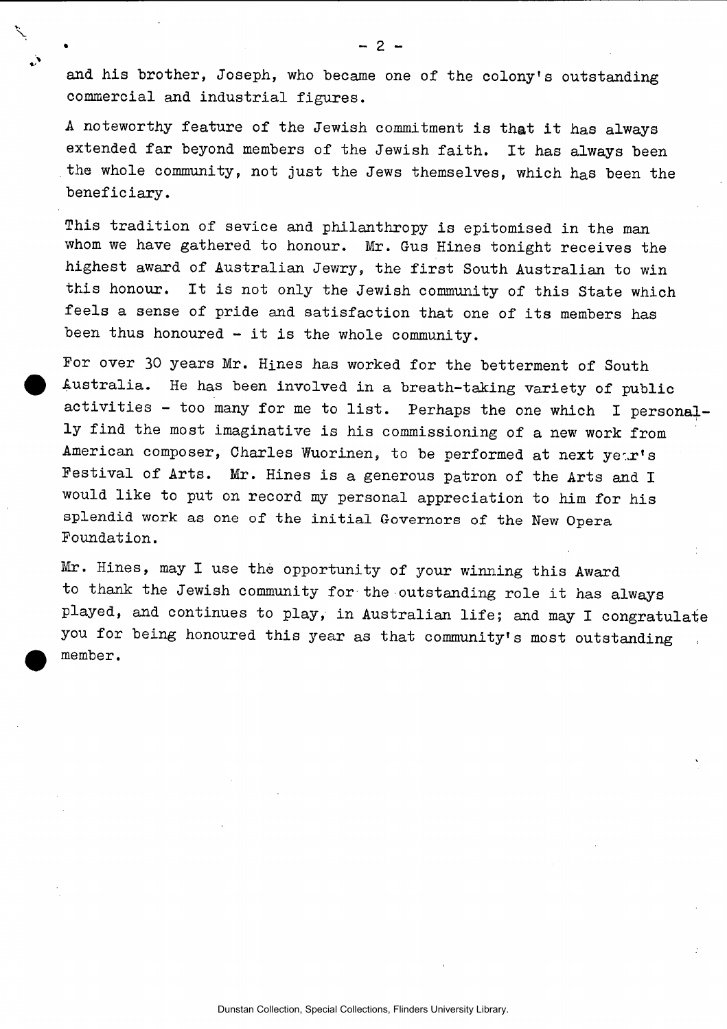and his brother, Joseph, who became one of the colony's outstanding commercial and industrial figures.

A noteworthy feature of the Jewish commitment is that it has always extended far beyond members of the Jewish faith. It has always been the whole community, not just the Jews themselves, which has been the beneficiary.

This tradition of sevice and philanthropy is epitomised in the man whom we have gathered to honour. Mr. Gus Hines tonight receives the highest award of Australian Jewry, the first South Australian to win this honour. It is not only the Jewish community of this State which feels a sense of pride and satisfaction that one of its members has been thus honoured - it is the whole community.

For over 30 years Mr. Hines has worked for the betterment of South Australia. He has been involved in a breath-taking variety of public activities - too many for me to list. Perhaps the one which I personally find the most imaginative is his commissioning of a new work from American composer, Charles Wuorinen, to be performed at next year's Festival of Arts. Mr. Hines is a generous patron of the Arts and I would like to put on record my personal appreciation to him for his splendid work as one of the initial Governors of the New Opera Foundation.

Mr. Hines, may I use the opportunity of your winning this Award to thank the Jewish community for the outstanding role it has always played, and continues to play, in Australian life; and may I congratulate you for being honoured this year as that community's most outstanding member.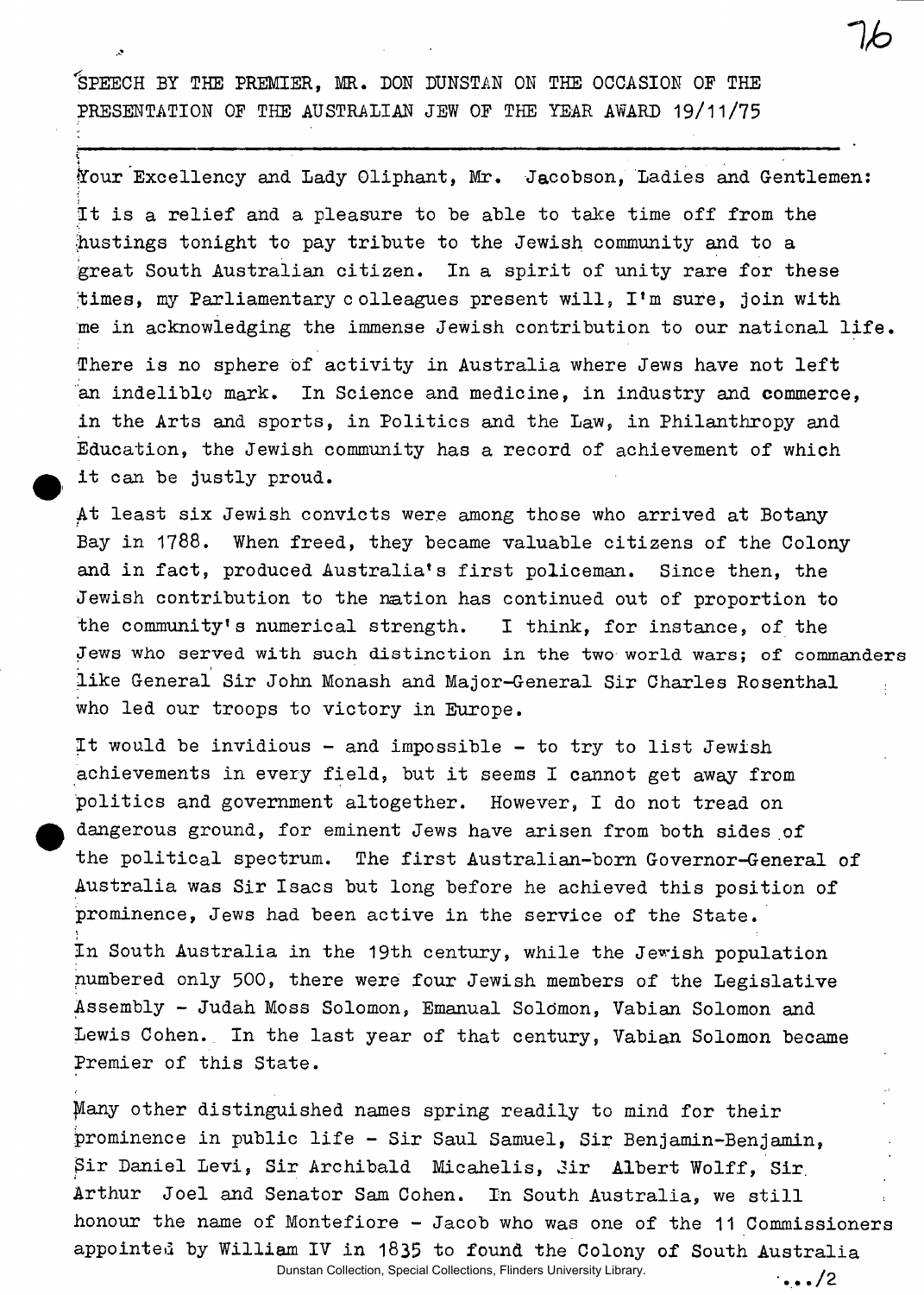SPEECH BY THE PREMIER, MR. DON DUNSTAN ON THE OCCASION OF THE PRESENTATION OF THE AUSTRALIAN JEW OF THE YEAR AWARD 19/11/75

---

Your Excellency and Lady Oliphant, Mr. Jacobson, Ladies and Gentlemen:

It is a relief and a pleasure to be able to take time off from the hustings tonight to pay tribute to the Jewish community and to a great South Australian citizen. In a spirit of unity rare for these times, my Parliamentary colleagues present will, I'm sure, join with me in acknowledging the immense Jewish contribution to our national life.

There is no sphere of activity in Australia where Jews have not left an indelible mark. In Science and medicine, in industry and commerce, in the Arts and sports, in Politics and the Law, in Philanthropy and Education, the Jewish community has a record of achievement of which it can be justly proud.

At least six Jewish convicts were among those who arrived at Botany Bay in 1788. When freed, they became valuable citizens of the Colony and in fact, produced Australia's first policeman. Since then, the Jewish contribution to the nation has continued out of proportion to the community's numerical strength. I think, for instance, of the Jews who served with such distinction in the two world wars; of commanders like General Sir John Monash and Major-General Sir Charles Rosenthal who led our troops to victory in Europe.

It would be invidious - and impossible - to try to list Jewish achievements in every field, but it seems I cannot get away from politics and government altogether. However, I do not tread on dangerous ground, for eminent Jews have arisen from both sides of the political spectrum. The first Australian-born Governor-General of Australia was Sir Isacs but long before he achieved this position of prominence, Jews had been active in the service of the State.

In South Australia in the 19th century, while the Jewish population numbered only 500, there were four Jewish members of the Legislative Assembly - Judah Moss Solomon, Emanual Solomon, Vabian Solomon and Lewis Cohen. In the last year of that century, Vabian Solomon became Premier of this State.

Many other distinguished names spring readily to mind for their prominence in public life - Sir Saul Samuel, Sir Benjamin-Benjamin, Sir Daniel Levi, Sir Archibald Micahelis, Sir Albert Wolff, Sir Arthur Joel and Senator Sam Cohen. In South Australia, we still honour the name of Montefiore - Jacob who was one of the 11 Commissioners appointed by William IV in 1835 to found the Colony of South Australia

.../2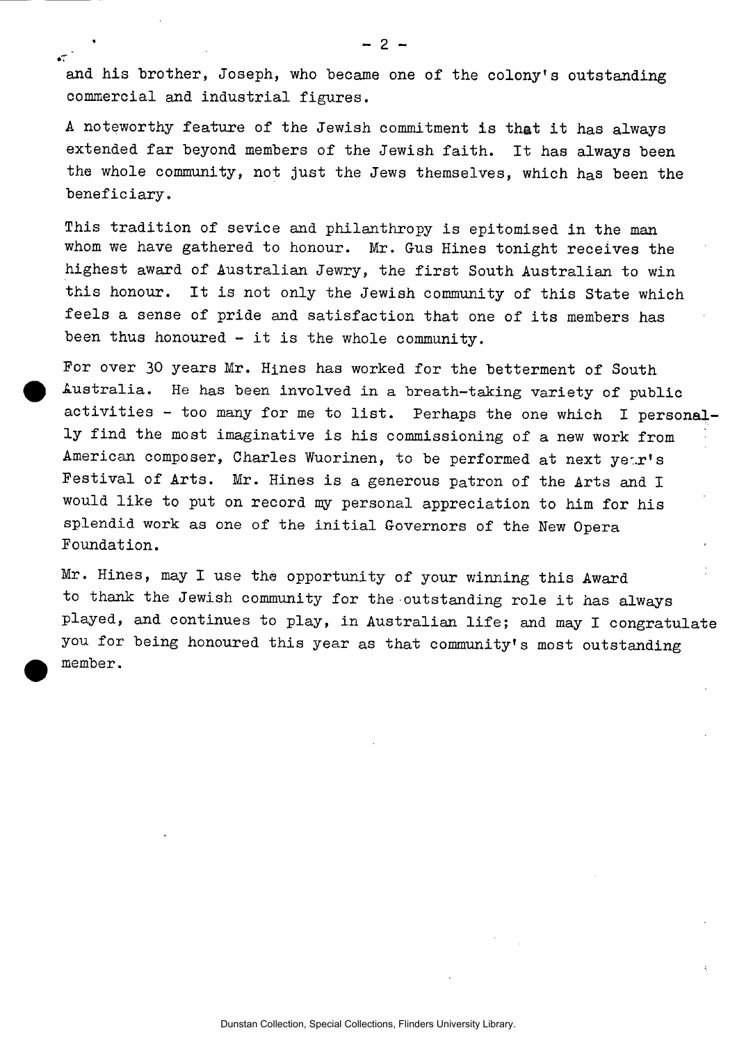and his brother, Joseph, who became one of the colony's outstanding commercial and industrial figures.

A noteworthy feature of the Jewish commitment is that it has always extended far beyond members of the Jewish faith. It has always been the whole community, not just the Jews themselves, which has been the beneficiary.

This tradition of sevice and philanthropy is epitomised in the man whom we have gathered to honour. Mr. Gus Hines tonight receives the highest award of Australian Jewry, the first South Australian to win this honour. It is not only the Jewish community of this State which feels a sense of pride and satisfaction that one of its members has been thus honoured - it is the whole community.

For over 30 years Mr. Hines has worked for the betterment of South Australia. He has been involved in a breath-taking variety of public activities - too many for me to list. Perhaps the one which I personally find the most imaginative is his commissioning of a new work from American composer, Charles Wuorinen, to be performed at next year's Festival of Arts. Mr. Hines is a generous patron of the Arts and I would like to put on record my personal appreciation to him for his splendid work as one of the initial Governors of the New Opera Foundation.

Mr. Hines, may I use the opportunity of your winning this Award to thank the Jewish community for the outstanding role it has always played, and continues to play, in Australian life; and may I congratulate you for being honoured this year as that community's most outstanding member.